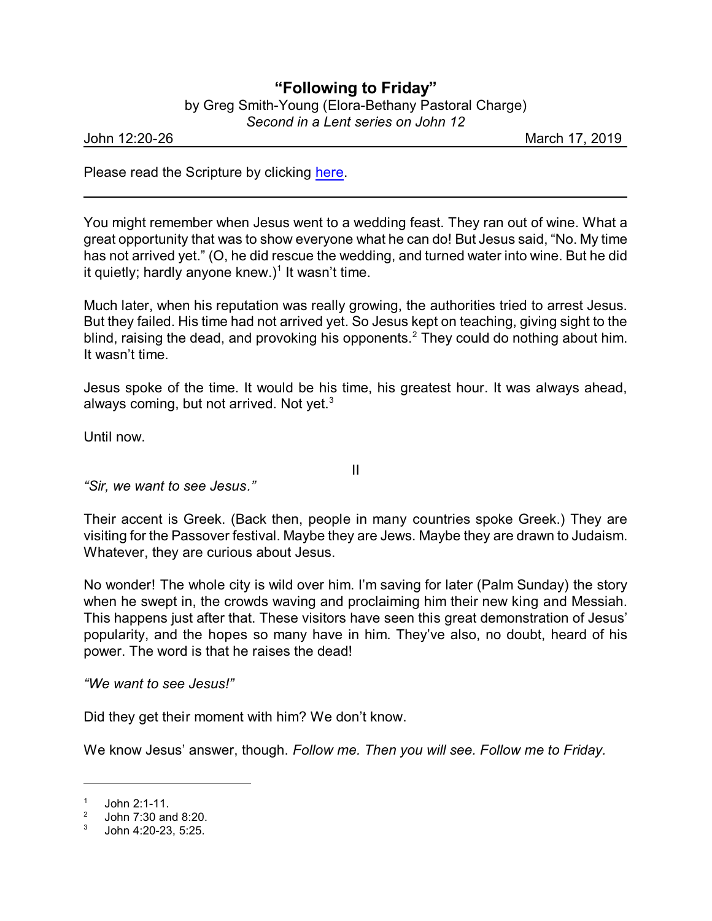# "Following to Friday"

by Greg Smith-Young (Elora-Bethany Pastoral Charge)
*Second in a Lent series on John 12*

John 12:20-26 March 17, 2019

Please read the Scripture by clicking here.

---

You might remember when Jesus went to a wedding feast. They ran out of wine. What a great opportunity that was to show everyone what he can do! But Jesus said, "No. My time has not arrived yet." (O, he did rescue the wedding, and turned water into wine. But he did it quietly; hardly anyone knew.)[1] It wasn't time.

Much later, when his reputation was really growing, the authorities tried to arrest Jesus. But they failed. His time had not arrived yet. So Jesus kept on teaching, giving sight to the blind, raising the dead, and provoking his opponents.[2] They could do nothing about him. It wasn't time.

Jesus spoke of the time. It would be his time, his greatest hour. It was always ahead, always coming, but not arrived. Not yet.[3]

Until now.

II

*"Sir, we want to see Jesus."*

Their accent is Greek. (Back then, people in many countries spoke Greek.) They are visiting for the Passover festival. Maybe they are Jews. Maybe they are drawn to Judaism. Whatever, they are curious about Jesus.

No wonder! The whole city is wild over him. I'm saving for later (Palm Sunday) the story when he swept in, the crowds waving and proclaiming him their new king and Messiah. This happens just after that. These visitors have seen this great demonstration of Jesus' popularity, and the hopes so many have in him. They've also, no doubt, heard of his power. The word is that he raises the dead!

*"We want to see Jesus!"*

Did they get their moment with him? We don't know.

We know Jesus' answer, though. *Follow me. Then you will see. Follow me to Friday.*

---

[1] John 2:1-11.

[2] John 7:30 and 8:20.

[3] John 4:20-23, 5:25.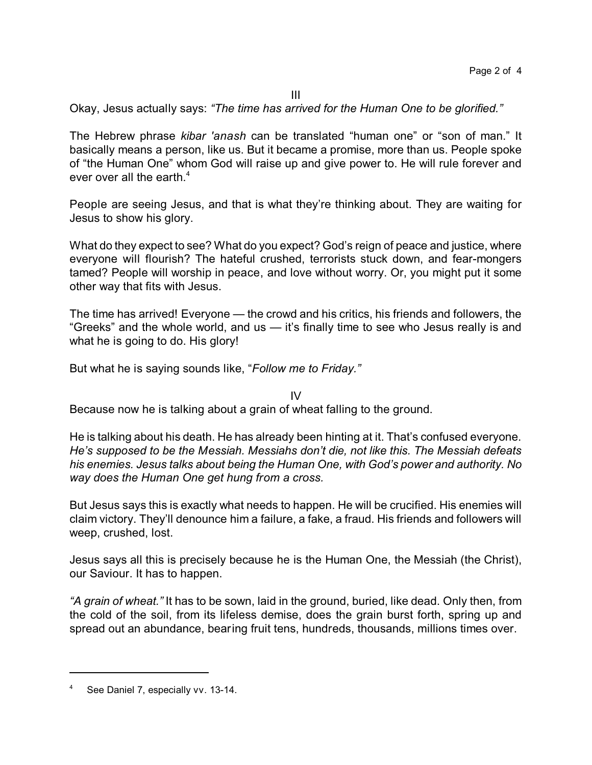III

Okay, Jesus actually says: *"The time has arrived for the Human One to be glorified."*

The Hebrew phrase *kibar 'anash* can be translated "human one" or "son of man." It basically means a person, like us. But it became a promise, more than us. People spoke of "the Human One" whom God will raise up and give power to. He will rule forever and ever over all the earth.[4]

People are seeing Jesus, and that is what they're thinking about. They are waiting for Jesus to show his glory.

What do they expect to see? What do you expect? God's reign of peace and justice, where everyone will flourish? The hateful crushed, terrorists stuck down, and fear-mongers tamed? People will worship in peace, and love without worry. Or, you might put it some other way that fits with Jesus.

The time has arrived! Everyone — the crowd and his critics, his friends and followers, the "Greeks" and the whole world, and us — it's finally time to see who Jesus really is and what he is going to do. His glory!

But what he is saying sounds like, "*Follow me to Friday."*

IV

Because now he is talking about a grain of wheat falling to the ground.

He is talking about his death. He has already been hinting at it. That's confused everyone. *He's supposed to be the Messiah. Messiahs don't die, not like this. The Messiah defeats his enemies. Jesus talks about being the Human One, with God's power and authority. No way does the Human One get hung from a cross.*

But Jesus says this is exactly what needs to happen. He will be crucified. His enemies will claim victory. They'll denounce him a failure, a fake, a fraud. His friends and followers will weep, crushed, lost.

Jesus says all this is precisely because he is the Human One, the Messiah (the Christ), our Saviour. It has to happen.

*"A grain of wheat."* It has to be sown, laid in the ground, buried, like dead. Only then, from the cold of the soil, from its lifeless demise, does the grain burst forth, spring up and spread out an abundance, bearing fruit tens, hundreds, thousands, millions times over.

---

[4] See Daniel 7, especially vv. 13-14.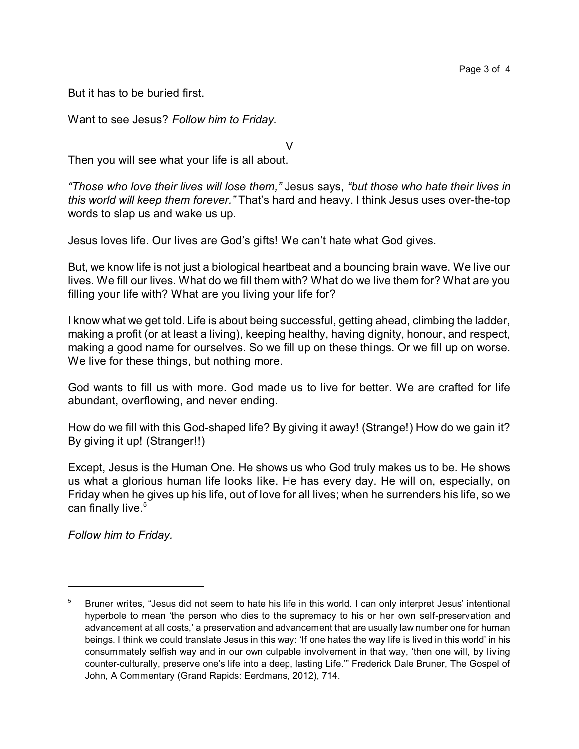But it has to be buried first.

Want to see Jesus? *Follow him to Friday.*

V

Then you will see what your life is all about.

*"Those who love their lives will lose them,"* Jesus says, *"but those who hate their lives in this world will keep them forever."* That's hard and heavy. I think Jesus uses over-the-top words to slap us and wake us up.

Jesus loves life. Our lives are God's gifts! We can't hate what God gives.

But, we know life is not just a biological heartbeat and a bouncing brain wave. We live our lives. We fill our lives. What do we fill them with? What do we live them for? What are you filling your life with? What are you living your life for?

I know what we get told. Life is about being successful, getting ahead, climbing the ladder, making a profit (or at least a living), keeping healthy, having dignity, honour, and respect, making a good name for ourselves. So we fill up on these things. Or we fill up on worse. We live for these things, but nothing more.

God wants to fill us with more. God made us to live for better. We are crafted for life abundant, overflowing, and never ending.

How do we fill with this God-shaped life? By giving it away! (Strange!) How do we gain it? By giving it up! (Stranger!!)

Except, Jesus is the Human One. He shows us who God truly makes us to be. He shows us what a glorious human life looks like. He has every day. He will on, especially, on Friday when he gives up his life, out of love for all lives; when he surrenders his life, so we can finally live.[5]

*Follow him to Friday.*

---

[5] Bruner writes, "Jesus did not seem to hate his life in this world. I can only interpret Jesus' intentional hyperbole to mean 'the person who dies to the supremacy to his or her own self-preservation and advancement at all costs,' a preservation and advancement that are usually law number one for human beings. I think we could translate Jesus in this way: 'If one hates the way life is lived in this world' in his consummately selfish way and in our own culpable involvement in that way, 'then one will, by living counter-culturally, preserve one's life into a deep, lasting Life.'" Frederick Dale Bruner, The Gospel of John, A Commentary (Grand Rapids: Eerdmans, 2012), 714.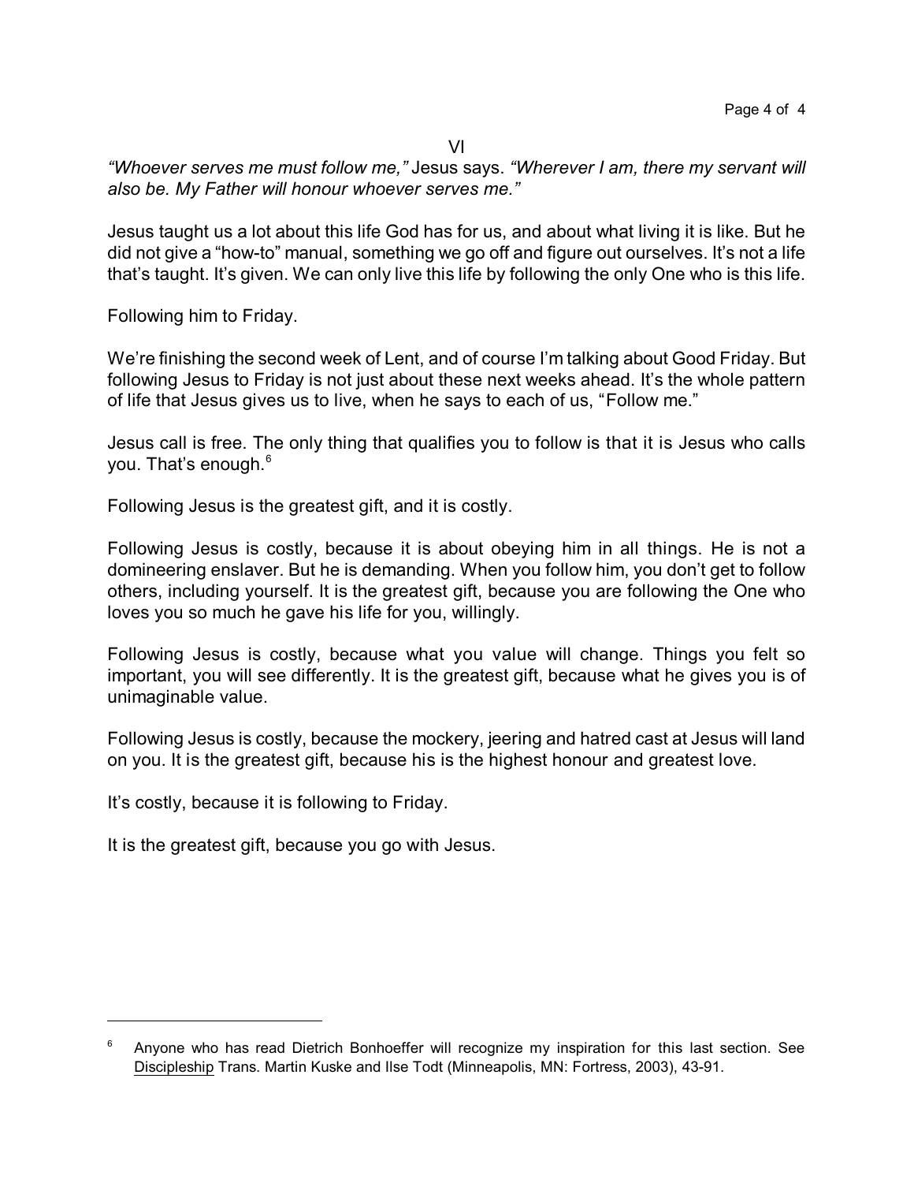## VI

*"Whoever serves me must follow me,"* Jesus says. *"Wherever I am, there my servant will also be. My Father will honour whoever serves me."*

Jesus taught us a lot about this life God has for us, and about what living it is like. But he did not give a "how-to" manual, something we go off and figure out ourselves. It's not a life that's taught. It's given. We can only live this life by following the only One who is this life.

Following him to Friday.

We're finishing the second week of Lent, and of course I'm talking about Good Friday. But following Jesus to Friday is not just about these next weeks ahead. It's the whole pattern of life that Jesus gives us to live, when he says to each of us, "Follow me."

Jesus call is free. The only thing that qualifies you to follow is that it is Jesus who calls you. That's enough.[6]

Following Jesus is the greatest gift, and it is costly.

Following Jesus is costly, because it is about obeying him in all things. He is not a domineering enslaver. But he is demanding. When you follow him, you don't get to follow others, including yourself. It is the greatest gift, because you are following the One who loves you so much he gave his life for you, willingly.

Following Jesus is costly, because what you value will change. Things you felt so important, you will see differently. It is the greatest gift, because what he gives you is of unimaginable value.

Following Jesus is costly, because the mockery, jeering and hatred cast at Jesus will land on you. It is the greatest gift, because his is the highest honour and greatest love.

It's costly, because it is following to Friday.

It is the greatest gift, because you go with Jesus.

---

[6] Anyone who has read Dietrich Bonhoeffer will recognize my inspiration for this last section. See Discipleship Trans. Martin Kuske and Ilse Todt (Minneapolis, MN: Fortress, 2003), 43-91.